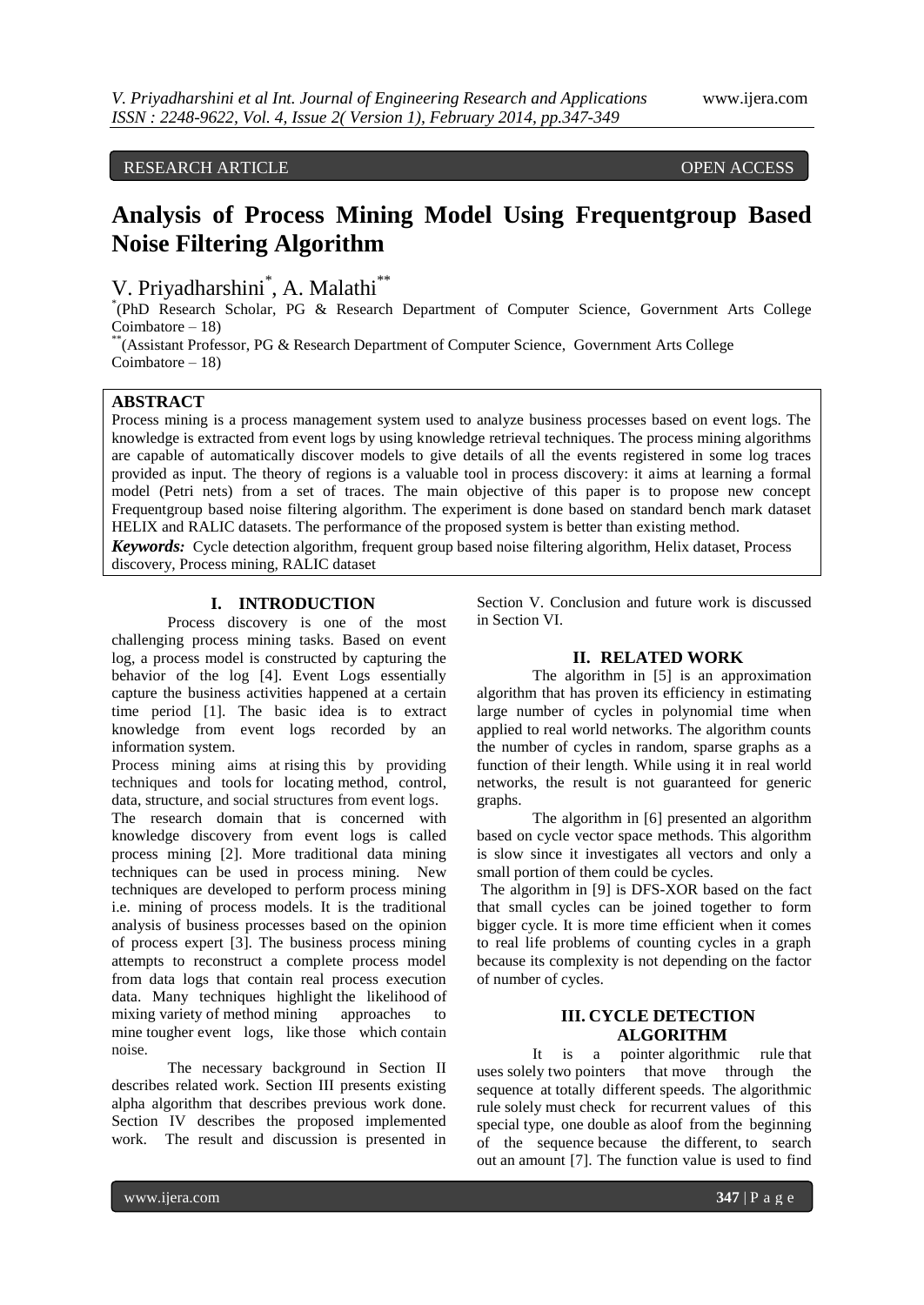RESEARCH ARTICLE OPEN ACCESS

# Analysis of Process Mining Model Using Frequentgroup Based Noise Filtering Algorithm

V. Priyadharshini[*], A. Malathi[**]

[*](PhD Research Scholar, PG & Research Department of Computer Science, Government Arts College Coimbatore – 18)

[**](Assistant Professor, PG & Research Department of Computer Science, Government Arts College Coimbatore – 18)

## ABSTRACT

Process mining is a process management system used to analyze business processes based on event logs. The knowledge is extracted from event logs by using knowledge retrieval techniques. The process mining algorithms are capable of automatically discover models to give details of all the events registered in some log traces provided as input. The theory of regions is a valuable tool in process discovery: it aims at learning a formal model (Petri nets) from a set of traces. The main objective of this paper is to propose new concept Frequentgroup based noise filtering algorithm. The experiment is done based on standard bench mark dataset HELIX and RALIC datasets. The performance of the proposed system is better than existing method.

***Keywords:*** Cycle detection algorithm, frequent group based noise filtering algorithm, Helix dataset, Process discovery, Process mining, RALIC dataset

## I. INTRODUCTION

Process discovery is one of the most challenging process mining tasks. Based on event log, a process model is constructed by capturing the behavior of the log [4]. Event Logs essentially capture the business activities happened at a certain time period [1]. The basic idea is to extract knowledge from event logs recorded by an information system.

Process mining aims at rising this by providing techniques and tools for locating method, control, data, structure, and social structures from event logs.

The research domain that is concerned with knowledge discovery from event logs is called process mining [2]. More traditional data mining techniques can be used in process mining. New techniques are developed to perform process mining i.e. mining of process models. It is the traditional analysis of business processes based on the opinion of process expert [3]. The business process mining attempts to reconstruct a complete process model from data logs that contain real process execution data. Many techniques highlight the likelihood of mixing variety of method mining approaches to mine tougher event logs, like those which contain noise.

The necessary background in Section II describes related work. Section III presents existing alpha algorithm that describes previous work done. Section IV describes the proposed implemented work. The result and discussion is presented in Section V. Conclusion and future work is discussed in Section VI.

## II. RELATED WORK

The algorithm in [5] is an approximation algorithm that has proven its efficiency in estimating large number of cycles in polynomial time when applied to real world networks. The algorithm counts the number of cycles in random, sparse graphs as a function of their length. While using it in real world networks, the result is not guaranteed for generic graphs.

The algorithm in [6] presented an algorithm based on cycle vector space methods. This algorithm is slow since it investigates all vectors and only a small portion of them could be cycles.

The algorithm in [9] is DFS-XOR based on the fact that small cycles can be joined together to form bigger cycle. It is more time efficient when it comes to real life problems of counting cycles in a graph because its complexity is not depending on the factor of number of cycles.

## III. CYCLE DETECTION ALGORITHM

It is a pointer algorithmic rule that uses solely two pointers that move through the sequence at totally different speeds. The algorithmic rule solely must check for recurrent values of this special type, one double as aloof from the beginning of the sequence because the different, to search out an amount [7]. The function value is used to find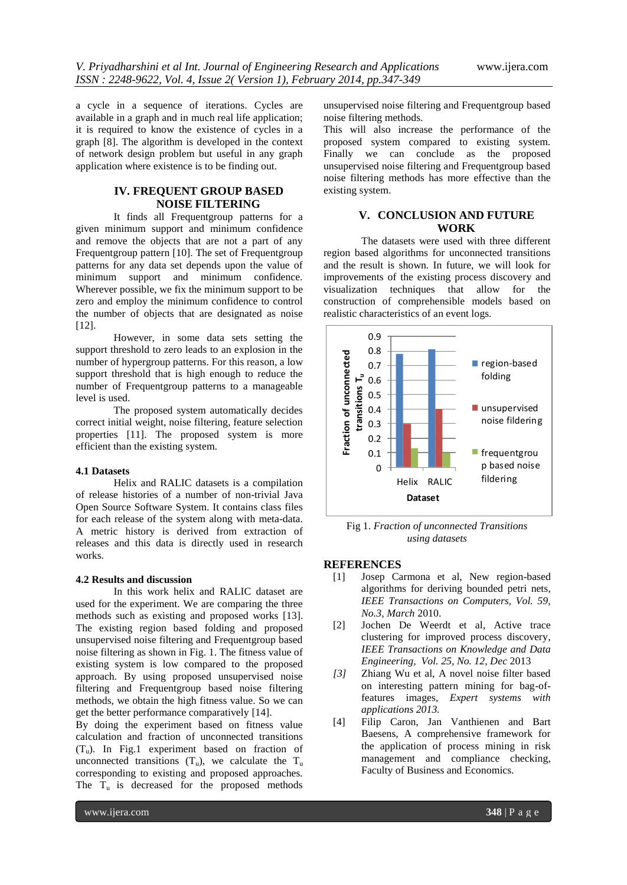a cycle in a sequence of iterations. Cycles are available in a graph and in much real life application; it is required to know the existence of cycles in a graph [8]. The algorithm is developed in the context of network design problem but useful in any graph application where existence is to be finding out.

## IV. FREQUENT GROUP BASED NOISE FILTERING

It finds all Frequentgroup patterns for a given minimum support and minimum confidence and remove the objects that are not a part of any Frequentgroup pattern [10]. The set of Frequentgroup patterns for any data set depends upon the value of minimum support and minimum confidence. Wherever possible, we fix the minimum support to be zero and employ the minimum confidence to control the number of objects that are designated as noise [12].

However, in some data sets setting the support threshold to zero leads to an explosion in the number of hypergroup patterns. For this reason, a low support threshold that is high enough to reduce the number of Frequentgroup patterns to a manageable level is used.

The proposed system automatically decides correct initial weight, noise filtering, feature selection properties [11]. The proposed system is more efficient than the existing system.

### 4.1 Datasets

Helix and RALIC datasets is a compilation of release histories of a number of non-trivial Java Open Source Software System. It contains class files for each release of the system along with meta-data. A metric history is derived from extraction of releases and this data is directly used in research works.

### 4.2 Results and discussion

In this work helix and RALIC dataset are used for the experiment. We are comparing the three methods such as existing and proposed works [13]. The existing region based folding and proposed unsupervised noise filtering and Frequentgroup based noise filtering as shown in Fig. 1. The fitness value of existing system is low compared to the proposed approach. By using proposed unsupervised noise filtering and Frequentgroup based noise filtering methods, we obtain the high fitness value. So we can get the better performance comparatively [14].

By doing the experiment based on fitness value calculation and fraction of unconnected transitions ($T_u$). In Fig.1 experiment based on fraction of unconnected transitions ($T_u$), we calculate the $T_u$ corresponding to existing and proposed approaches. The $T_u$ is decreased for the proposed methods unsupervised noise filtering and Frequentgroup based noise filtering methods.

This will also increase the performance of the proposed system compared to existing system. Finally we can conclude as the proposed unsupervised noise filtering and Frequentgroup based noise filtering methods has more effective than the existing system.

## V. CONCLUSION AND FUTURE WORK

The datasets were used with three different region based algorithms for unconnected transitions and the result is shown. In future, we will look for improvements of the existing process discovery and visualization techniques that allow for the construction of comprehensible models based on realistic characteristics of an event logs.

| Dataset | region-based folding | unsupervised noise fildering | frequentgroup based noise fildering |
|---|---|---|---|
| Helix | 0.78 | 0.3 | 0.13 |
| RALIC | 0.81 | 0.4 | 0.1 |

Fig 1. *Fraction of unconnected Transitions using datasets*

## REFERENCES

[1] Josep Carmona et al, New region-based algorithms for deriving bounded petri nets, *IEEE Transactions on Computers, Vol. 59, No.3, March* 2010.

[2] Jochen De Weerdt et al, Active trace clustering for improved process discovery, *IEEE Transactions on Knowledge and Data Engineering, Vol. 25, No. 12, Dec* 2013

*[3]* Zhiang Wu et al, A novel noise filter based on interesting pattern mining for bag-of-features images, *Expert systems with applications 2013.*

[4] Filip Caron, Jan Vanthienen and Bart Baesens, A comprehensive framework for the application of process mining in risk management and compliance checking, Faculty of Business and Economics.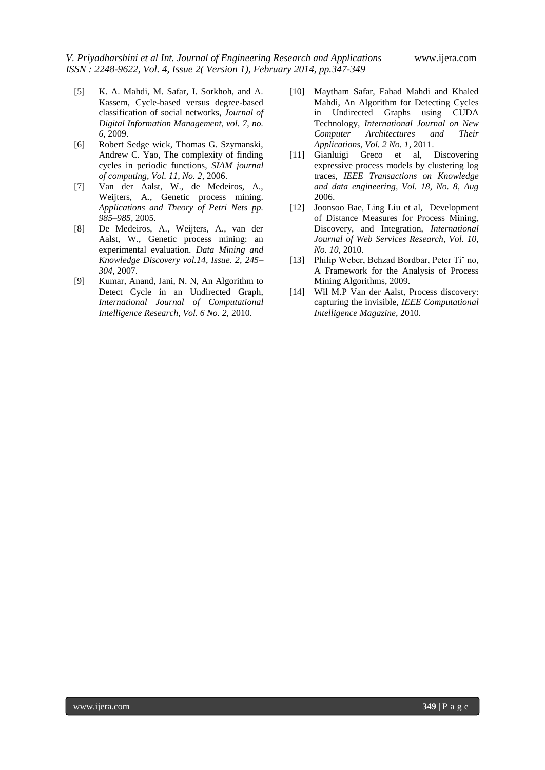[5] K. A. Mahdi, M. Safar, I. Sorkhoh, and A. Kassem, Cycle-based versus degree-based classification of social networks, *Journal of Digital Information Management, vol. 7, no. 6,* 2009.

[6] Robert Sedge wick, Thomas G. Szymanski, Andrew C. Yao, The complexity of finding cycles in periodic functions, *SIAM journal of computing, Vol. 11, No. 2,* 2006.

[7] Van der Aalst, W., de Medeiros, A., Weijters, A., Genetic process mining. *Applications and Theory of Petri Nets pp. 985–985,* 2005.

[8] De Medeiros, A., Weijters, A., van der Aalst, W., Genetic process mining: an experimental evaluation. *Data Mining and Knowledge Discovery vol.14, Issue. 2, 245–304,* 2007.

[9] Kumar, Anand, Jani, N. N, An Algorithm to Detect Cycle in an Undirected Graph, *International Journal of Computational Intelligence Research, Vol. 6 No. 2,* 2010.

[10] Maytham Safar, Fahad Mahdi and Khaled Mahdi, An Algorithm for Detecting Cycles in Undirected Graphs using CUDA Technology, *International Journal on New Computer Architectures and Their Applications, Vol. 2 No. 1,* 2011.

[11] Gianluigi Greco et al, Discovering expressive process models by clustering log traces, *IEEE Transactions on Knowledge and data engineering, Vol. 18, No. 8, Aug* 2006.

[12] Joonsoo Bae, Ling Liu et al, Development of Distance Measures for Process Mining, Discovery, and Integration, *International Journal of Web Services Research, Vol. 10, No. 10,* 2010.

[13] Philip Weber, Behzad Bordbar, Peter Tiˇ no, A Framework for the Analysis of Process Mining Algorithms, 2009.

[14] Wil M.P Van der Aalst, Process discovery: capturing the invisible, *IEEE Computational Intelligence Magazine,* 2010.